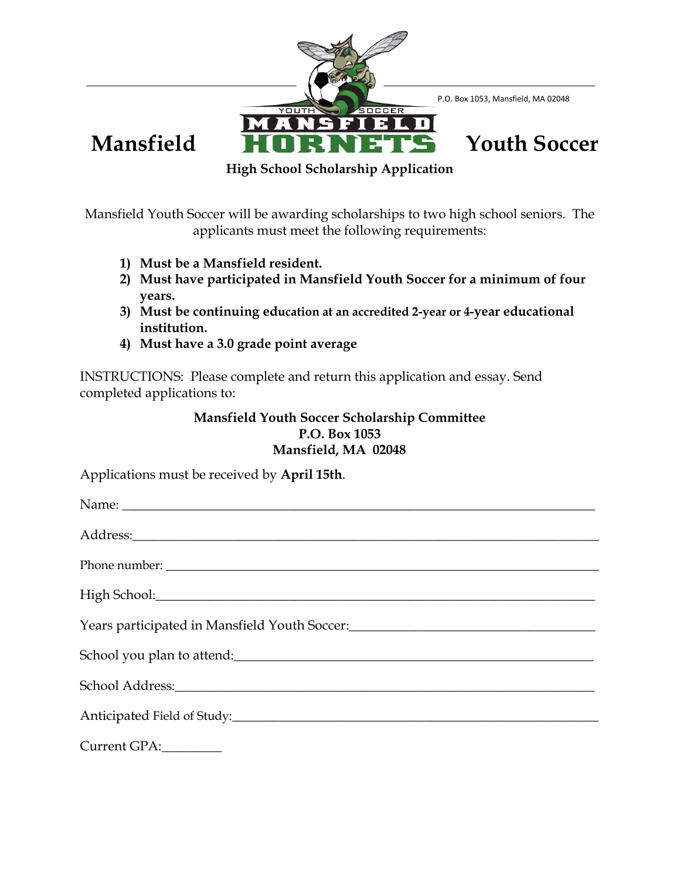P.O. Box 1053, Mansfield, MA 02048

YOUTH SOCCER

MANSFIELD

# Mansfield HORNETS Youth Soccer

## High School Scholarship Application

Mansfield Youth Soccer will be awarding scholarships to two high school seniors. The applicants must meet the following requirements:

1) **Must be a Mansfield resident.**
2) **Must have participated in Mansfield Youth Soccer for a minimum of four years.**
3) **Must be continuing education at an accredited 2-year or 4-year educational institution.**
4) **Must have a 3.0 grade point average**

INSTRUCTIONS: Please complete and return this application and essay. Send completed applications to:

**Mansfield Youth Soccer Scholarship Committee**
**P.O. Box 1053**
**Mansfield, MA 02048**

Applications must be received by **April 15th**.

Name: ______________________________________________________________

Address:______________________________________________________________

Phone number: ______________________________________________________________

High School:______________________________________________________________

Years participated in Mansfield Youth Soccer:________________________________

School you plan to attend:______________________________________________

School Address:______________________________________________________________

Anticipated Field of Study:______________________________________________

Current GPA:_________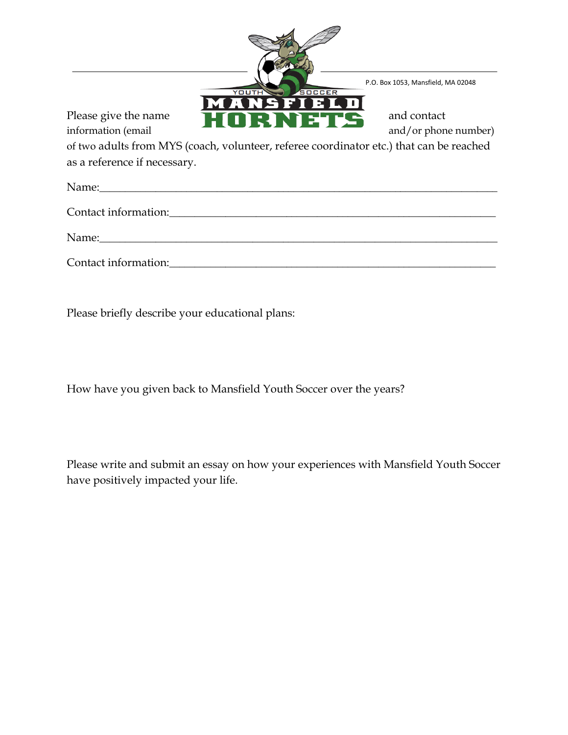P.O. Box 1053, Mansfield, MA 02048

Please give the name and contact information (email and/or phone number) of two adults from MYS (coach, volunteer, referee coordinator etc.) that can be reached as a reference if necessary.

Name:\_\_\_\_\_\_\_\_\_\_\_\_\_\_\_\_\_\_\_\_\_\_\_\_\_\_\_\_\_\_\_\_\_\_\_\_\_\_\_\_\_\_\_\_\_\_\_\_\_\_\_\_\_\_\_\_\_\_\_\_

Contact information:\_\_\_\_\_\_\_\_\_\_\_\_\_\_\_\_\_\_\_\_\_\_\_\_\_\_\_\_\_\_\_\_\_\_\_\_\_\_\_\_\_\_\_\_\_\_\_\_\_\_

Name:\_\_\_\_\_\_\_\_\_\_\_\_\_\_\_\_\_\_\_\_\_\_\_\_\_\_\_\_\_\_\_\_\_\_\_\_\_\_\_\_\_\_\_\_\_\_\_\_\_\_\_\_\_\_\_\_\_\_\_\_

Contact information:\_\_\_\_\_\_\_\_\_\_\_\_\_\_\_\_\_\_\_\_\_\_\_\_\_\_\_\_\_\_\_\_\_\_\_\_\_\_\_\_\_\_\_\_\_\_\_\_\_\_

Please briefly describe your educational plans:

How have you given back to Mansfield Youth Soccer over the years?

Please write and submit an essay on how your experiences with Mansfield Youth Soccer have positively impacted your life.